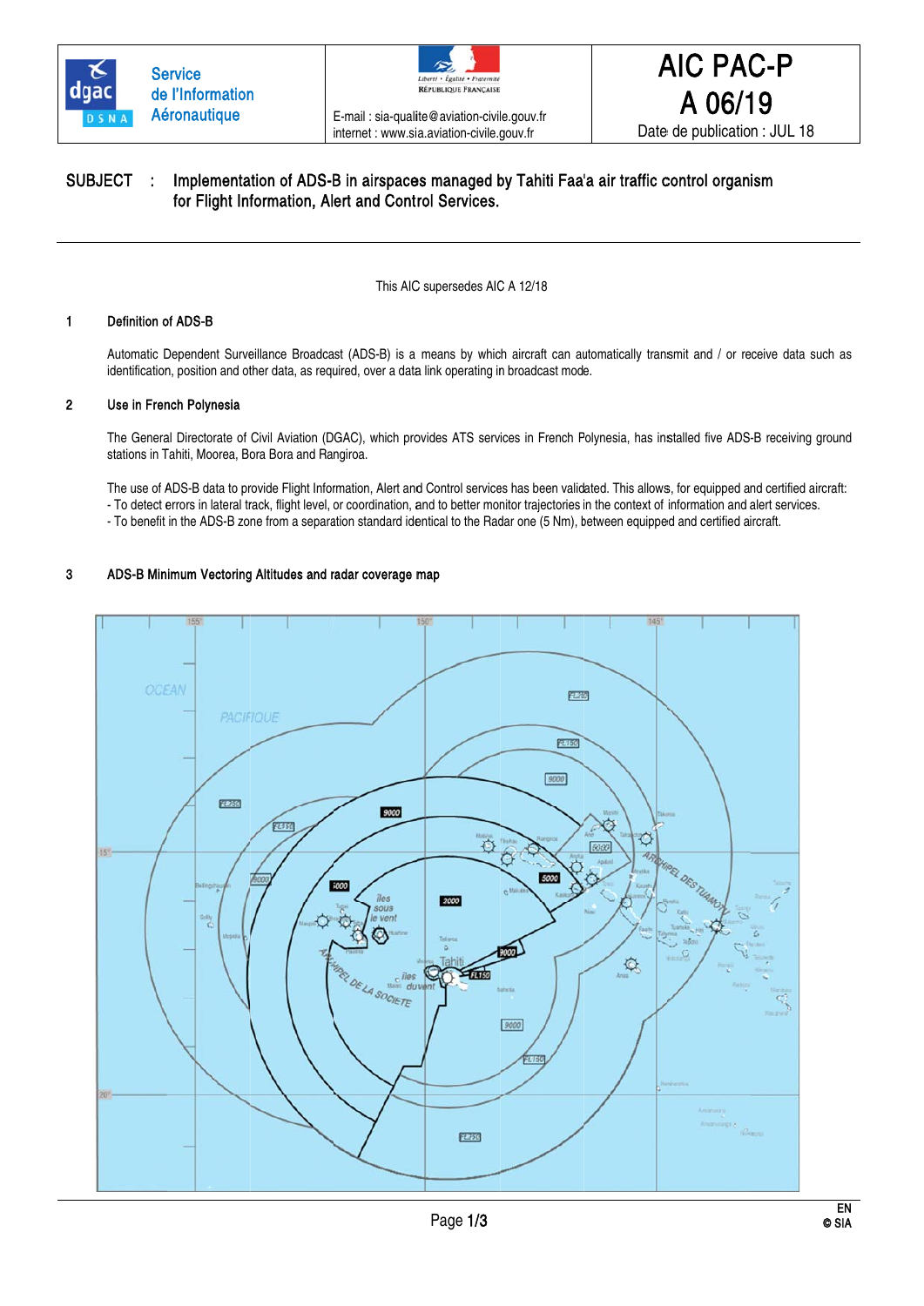Service de l'Information Aéronautique

E-mail : sia-qualite@aviation-civile.gouv.fr
internet : www.sia.aviation-civile.gouv.fr

# AIC PAC-P A 06/19

Date de publication : JUL 18

**SUBJECT : Implementation of ADS-B in airspaces managed by Tahiti Faa'a air traffic control organism for Flight Information, Alert and Control Services.**

This AIC supersedes AIC A 12/18

## 1 Definition of ADS-B

Automatic Dependent Surveillance Broadcast (ADS-B) is a means by which aircraft can automatically transmit and / or receive data such as identification, position and other data, as required, over a data link operating in broadcast mode.

## 2 Use in French Polynesia

The General Directorate of Civil Aviation (DGAC), which provides ATS services in French Polynesia, has installed five ADS-B receiving ground stations in Tahiti, Moorea, Bora Bora and Rangiroa.

The use of ADS-B data to provide Flight Information, Alert and Control services has been validated. This allows, for equipped and certified aircraft:
- To detect errors in lateral track, flight level, or coordination, and to better monitor trajectories in the context of information and alert services.
- To benefit in the ADS-B zone from a separation standard identical to the Radar one (5 Nm), between equipped and certified aircraft.

## 3 ADS-B Minimum Vectoring Altitudes and radar coverage map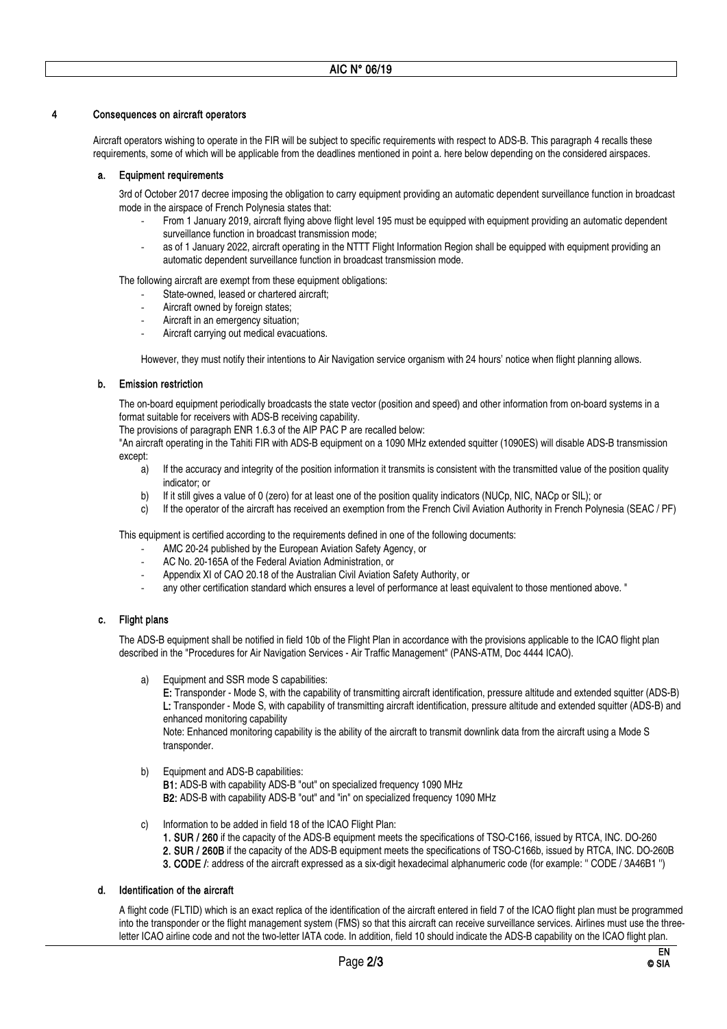## 4 Consequences on aircraft operators

Aircraft operators wishing to operate in the FIR will be subject to specific requirements with respect to ADS-B. This paragraph 4 recalls these requirements, some of which will be applicable from the deadlines mentioned in point a. here below depending on the considered airspaces.

### a. Equipment requirements

3rd of October 2017 decree imposing the obligation to carry equipment providing an automatic dependent surveillance function in broadcast mode in the airspace of French Polynesia states that:

- From 1 January 2019, aircraft flying above flight level 195 must be equipped with equipment providing an automatic dependent surveillance function in broadcast transmission mode;
- as of 1 January 2022, aircraft operating in the NTTT Flight Information Region shall be equipped with equipment providing an automatic dependent surveillance function in broadcast transmission mode.

The following aircraft are exempt from these equipment obligations:

- State-owned, leased or chartered aircraft;
- Aircraft owned by foreign states;
- Aircraft in an emergency situation;
- Aircraft carrying out medical evacuations.

However, they must notify their intentions to Air Navigation service organism with 24 hours' notice when flight planning allows.

### b. Emission restriction

The on-board equipment periodically broadcasts the state vector (position and speed) and other information from on-board systems in a format suitable for receivers with ADS-B receiving capability.

The provisions of paragraph ENR 1.6.3 of the AIP PAC P are recalled below:

"An aircraft operating in the Tahiti FIR with ADS-B equipment on a 1090 MHz extended squitter (1090ES) will disable ADS-B transmission except:

a) If the accuracy and integrity of the position information it transmits is consistent with the transmitted value of the position quality indicator; or

b) If it still gives a value of 0 (zero) for at least one of the position quality indicators (NUCp, NIC, NACp or SIL); or

c) If the operator of the aircraft has received an exemption from the French Civil Aviation Authority in French Polynesia (SEAC / PF)

This equipment is certified according to the requirements defined in one of the following documents:

- AMC 20-24 published by the European Aviation Safety Agency, or
- AC No. 20-165A of the Federal Aviation Administration, or
- Appendix XI of CAO 20.18 of the Australian Civil Aviation Safety Authority, or
- any other certification standard which ensures a level of performance at least equivalent to those mentioned above. "

### c. Flight plans

The ADS-B equipment shall be notified in field 10b of the Flight Plan in accordance with the provisions applicable to the ICAO flight plan described in the "Procedures for Air Navigation Services - Air Traffic Management" (PANS-ATM, Doc 4444 ICAO).

a) Equipment and SSR mode S capabilities:

**E:** Transponder - Mode S, with the capability of transmitting aircraft identification, pressure altitude and extended squitter (ADS-B)
**L:** Transponder - Mode S, with capability of transmitting aircraft identification, pressure altitude and extended squitter (ADS-B) and enhanced monitoring capability
Note: Enhanced monitoring capability is the ability of the aircraft to transmit downlink data from the aircraft using a Mode S transponder.

b) Equipment and ADS-B capabilities:

**B1:** ADS-B with capability ADS-B "out" on specialized frequency 1090 MHz
**B2:** ADS-B with capability ADS-B "out" and "in" on specialized frequency 1090 MHz

c) Information to be added in field 18 of the ICAO Flight Plan:

**1. SUR / 260** if the capacity of the ADS-B equipment meets the specifications of TSO-C166, issued by RTCA, INC. DO-260
**2. SUR / 260B** if the capacity of the ADS-B equipment meets the specifications of TSO-C166b, issued by RTCA, INC. DO-260B
**3. CODE /**: address of the aircraft expressed as a six-digit hexadecimal alphanumeric code (for example: " CODE / 3A46B1 ")

### d. Identification of the aircraft

A flight code (FLTID) which is an exact replica of the identification of the aircraft entered in field 7 of the ICAO flight plan must be programmed into the transponder or the flight management system (FMS) so that this aircraft can receive surveillance services. Airlines must use the three-letter ICAO airline code and not the two-letter IATA code. In addition, field 10 should indicate the ADS-B capability on the ICAO flight plan.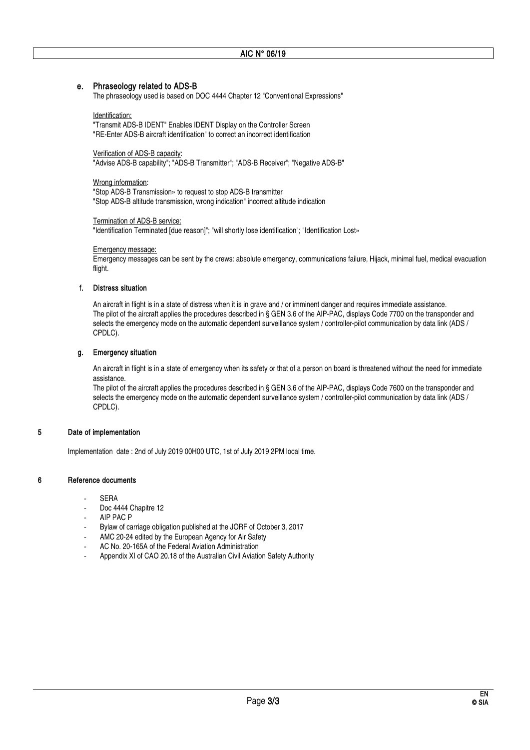### e. Phraseology related to ADS-B

The phraseology used is based on DOC 4444 Chapter 12 "Conventional Expressions"

Identification:
"Transmit ADS-B IDENT" Enables IDENT Display on the Controller Screen
"RE-Enter ADS-B aircraft identification" to correct an incorrect identification

Verification of ADS-B capacity:
"Advise ADS-B capability"; "ADS-B Transmitter"; "ADS-B Receiver"; "Negative ADS-B"

Wrong information:
"Stop ADS-B Transmission» to request to stop ADS-B transmitter
"Stop ADS-B altitude transmission, wrong indication" incorrect altitude indication

Termination of ADS-B service:
"Identification Terminated [due reason]"; "will shortly lose identification"; "Identification Lost»

Emergency message:
Emergency messages can be sent by the crews: absolute emergency, communications failure, Hijack, minimal fuel, medical evacuation flight.

### f. Distress situation

An aircraft in flight is in a state of distress when it is in grave and / or imminent danger and requires immediate assistance.
The pilot of the aircraft applies the procedures described in § GEN 3.6 of the AIP-PAC, displays Code 7700 on the transponder and selects the emergency mode on the automatic dependent surveillance system / controller-pilot communication by data link (ADS / CPDLC).

### g. Emergency situation

An aircraft in flight is in a state of emergency when its safety or that of a person on board is threatened without the need for immediate assistance.
The pilot of the aircraft applies the procedures described in § GEN 3.6 of the AIP-PAC, displays Code 7600 on the transponder and selects the emergency mode on the automatic dependent surveillance system / controller-pilot communication by data link (ADS / CPDLC).

## 5 Date of implementation

Implementation date : 2nd of July 2019 00H00 UTC, 1st of July 2019 2PM local time.

## 6 Reference documents

- SERA
- Doc 4444 Chapitre 12
- AIP PAC P
- Bylaw of carriage obligation published at the JORF of October 3, 2017
- AMC 20-24 edited by the European Agency for Air Safety
- AC No. 20-165A of the Federal Aviation Administration
- Appendix XI of CAO 20.18 of the Australian Civil Aviation Safety Authority